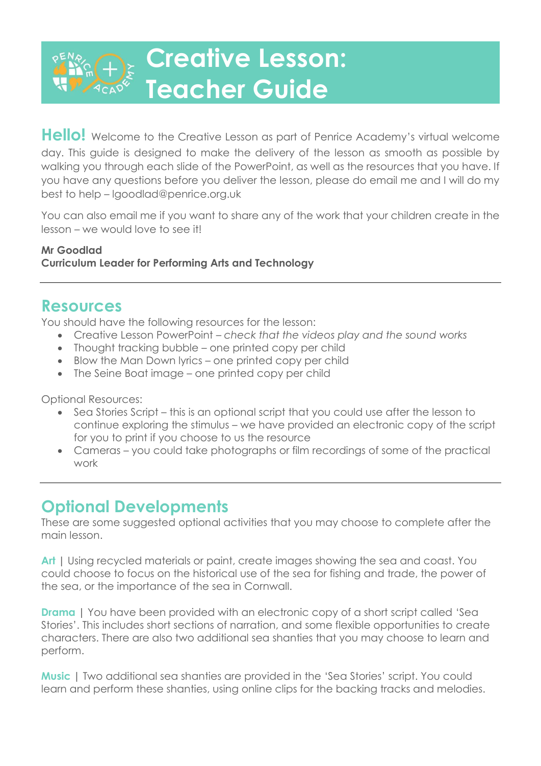# Creative Lesson: Teacher Guide

**Hello!** Welcome to the Creative Lesson as part of Penrice Academy's virtual welcome day. This guide is designed to make the delivery of the lesson as smooth as possible by walking you through each slide of the PowerPoint, as well as the resources that you have. If you have any questions before you deliver the lesson, please do email me and I will do my best to help – lgoodlad@penrice.org.uk

You can also email me if you want to share any of the work that your children create in the lesson – we would love to see it!

**Mr Goodlad**
**Curriculum Leader for Performing Arts and Technology**

---

## Resources

You should have the following resources for the lesson:

- Creative Lesson PowerPoint – *check that the videos play and the sound works*
- Thought tracking bubble – one printed copy per child
- Blow the Man Down lyrics – one printed copy per child
- The Seine Boat image – one printed copy per child

Optional Resources:

- Sea Stories Script – this is an optional script that you could use after the lesson to continue exploring the stimulus – we have provided an electronic copy of the script for you to print if you choose to us the resource
- Cameras – you could take photographs or film recordings of some of the practical work

---

## Optional Developments

These are some suggested optional activities that you may choose to complete after the main lesson.

**Art** | Using recycled materials or paint, create images showing the sea and coast. You could choose to focus on the historical use of the sea for fishing and trade, the power of the sea, or the importance of the sea in Cornwall.

**Drama** | You have been provided with an electronic copy of a short script called 'Sea Stories'. This includes short sections of narration, and some flexible opportunities to create characters. There are also two additional sea shanties that you may choose to learn and perform.

**Music** | Two additional sea shanties are provided in the 'Sea Stories' script. You could learn and perform these shanties, using online clips for the backing tracks and melodies.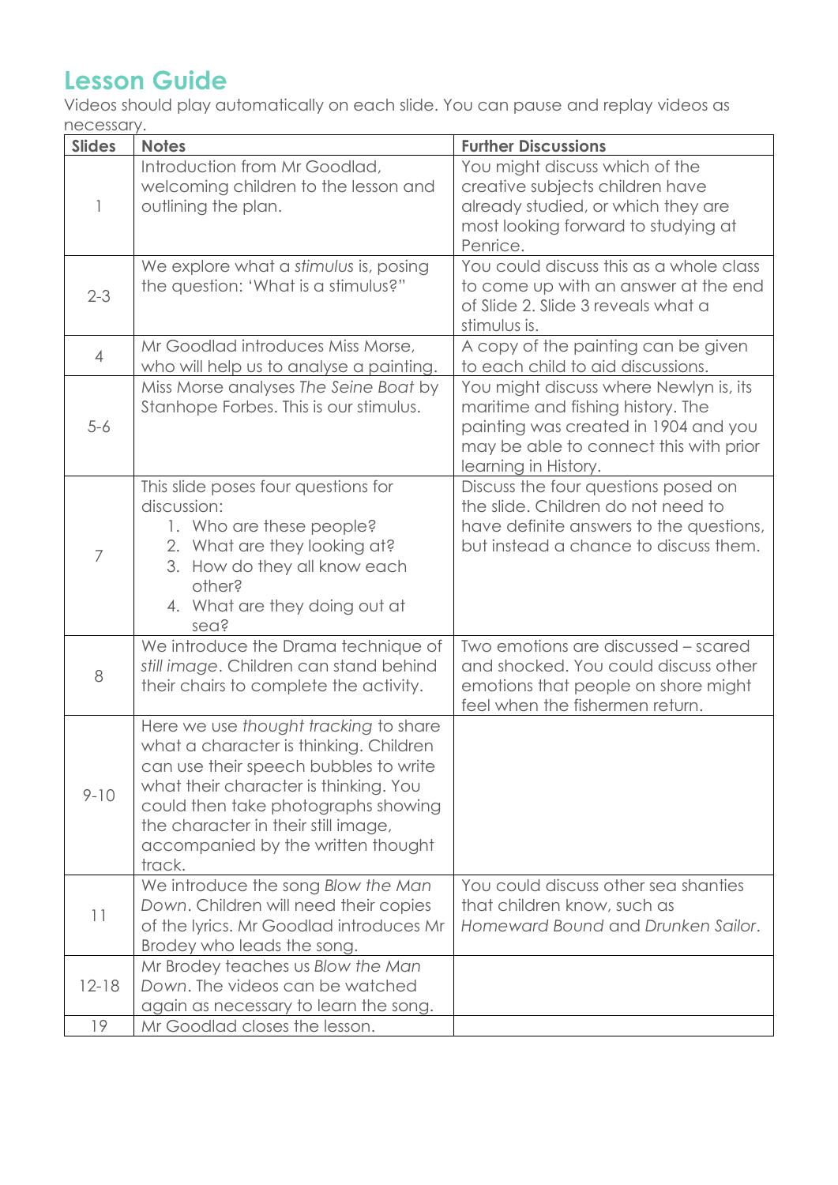## Lesson Guide

Videos should play automatically on each slide. You can pause and replay videos as necessary.

| Slides | Notes | Further Discussions |
|---|---|---|
| 1 | Introduction from Mr Goodlad, welcoming children to the lesson and outlining the plan. | You might discuss which of the creative subjects children have already studied, or which they are most looking forward to studying at Penrice. |
| 2-3 | We explore what a *stimulus* is, posing the question: 'What is a stimulus?" | You could discuss this as a whole class to come up with an answer at the end of Slide 2. Slide 3 reveals what a stimulus is. |
| 4 | Mr Goodlad introduces Miss Morse, who will help us to analyse a painting. | A copy of the painting can be given to each child to aid discussions. |
| 5-6 | Miss Morse analyses *The Seine Boat* by Stanhope Forbes. This is our stimulus. | You might discuss where Newlyn is, its maritime and fishing history. The painting was created in 1904 and you may be able to connect this with prior learning in History. |
| 7 | This slide poses four questions for discussion: 1. Who are these people? 2. What are they looking at? 3. How do they all know each other? 4. What are they doing out at sea? | Discuss the four questions posed on the slide. Children do not need to have definite answers to the questions, but instead a chance to discuss them. |
| 8 | We introduce the Drama technique of *still image*. Children can stand behind their chairs to complete the activity. | Two emotions are discussed – scared and shocked. You could discuss other emotions that people on shore might feel when the fishermen return. |
| 9-10 | Here we use *thought tracking* to share what a character is thinking. Children can use their speech bubbles to write what their character is thinking. You could then take photographs showing the character in their still image, accompanied by the written thought track. | |
| 11 | We introduce the song *Blow the Man Down*. Children will need their copies of the lyrics. Mr Goodlad introduces Mr Brodey who leads the song. | You could discuss other sea shanties that children know, such as *Homeward Bound* and *Drunken Sailor*. |
| 12-18 | Mr Brodey teaches us *Blow the Man Down*. The videos can be watched again as necessary to learn the song. | |
| 19 | Mr Goodlad closes the lesson. | |